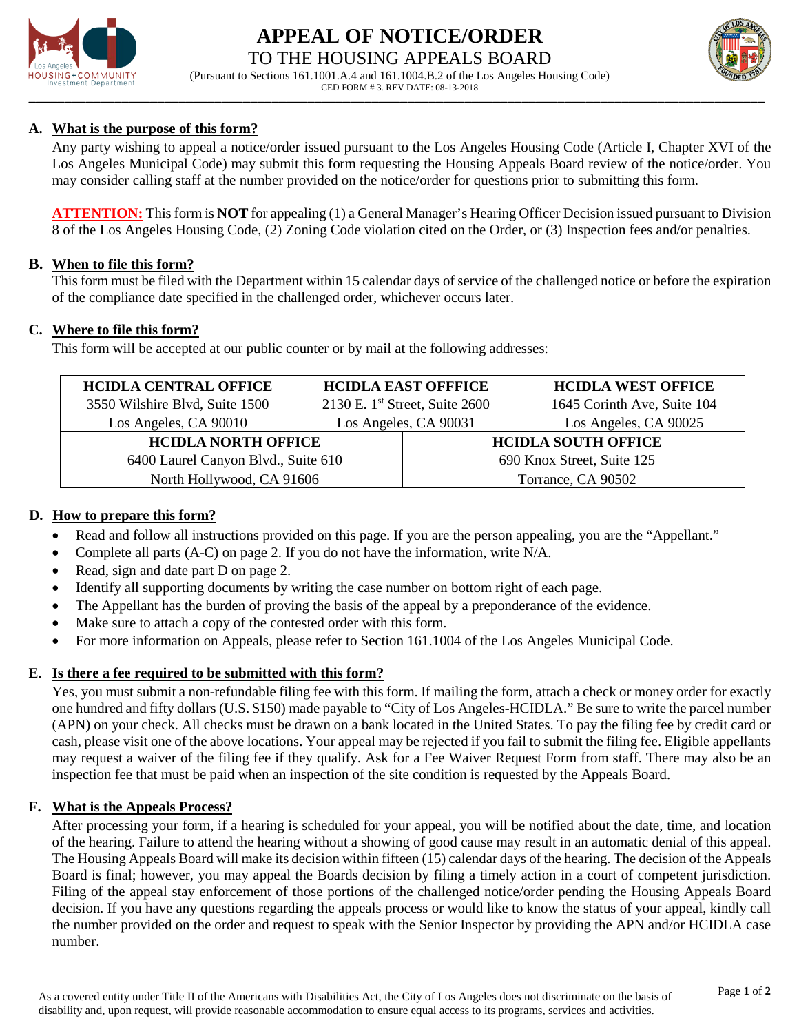# APPEAL OF NOTICE/ORDER

## TO THE HOUSING APPEALS BOARD

(Pursuant to Sections 161.1001.A.4 and 161.1004.B.2 of the Los Angeles Housing Code)

CED FORM # 3. REV DATE: 08-13-2018

### A. What is the purpose of this form?

Any party wishing to appeal a notice/order issued pursuant to the Los Angeles Housing Code (Article I, Chapter XVI of the Los Angeles Municipal Code) may submit this form requesting the Housing Appeals Board review of the notice/order. You may consider calling staff at the number provided on the notice/order for questions prior to submitting this form.

**ATTENTION:** This form is **NOT** for appealing (1) a General Manager's Hearing Officer Decision issued pursuant to Division 8 of the Los Angeles Housing Code, (2) Zoning Code violation cited on the Order, or (3) Inspection fees and/or penalties.

### B. When to file this form?

This form must be filed with the Department within 15 calendar days of service of the challenged notice or before the expiration of the compliance date specified in the challenged order, whichever occurs later.

### C. Where to file this form?

This form will be accepted at our public counter or by mail at the following addresses:

| HCIDLA CENTRAL OFFICE | HCIDLA EAST OFFICE | HCIDLA WEST OFFICE |
|---|---|---|
| 3550 Wilshire Blvd, Suite 1500<br>Los Angeles, CA 90010 | 2130 E. 1st Street, Suite 2600<br>Los Angeles, CA 90031 | 1645 Corinth Ave, Suite 104<br>Los Angeles, CA 90025 |
| **HCIDLA NORTH OFFICE** | **HCIDLA SOUTH OFFICE** | |
| 6400 Laurel Canyon Blvd., Suite 610<br>North Hollywood, CA 91606 | 690 Knox Street, Suite 125<br>Torrance, CA 90502 | |

### D. How to prepare this form?

- Read and follow all instructions provided on this page. If you are the person appealing, you are the "Appellant."
- Complete all parts (A-C) on page 2. If you do not have the information, write N/A.
- Read, sign and date part D on page 2.
- Identify all supporting documents by writing the case number on bottom right of each page.
- The Appellant has the burden of proving the basis of the appeal by a preponderance of the evidence.
- Make sure to attach a copy of the contested order with this form.
- For more information on Appeals, please refer to Section 161.1004 of the Los Angeles Municipal Code.

### E. Is there a fee required to be submitted with this form?

Yes, you must submit a non-refundable filing fee with this form. If mailing the form, attach a check or money order for exactly one hundred and fifty dollars (U.S. $150) made payable to "City of Los Angeles-HCIDLA." Be sure to write the parcel number (APN) on your check. All checks must be drawn on a bank located in the United States. To pay the filing fee by credit card or cash, please visit one of the above locations. Your appeal may be rejected if you fail to submit the filing fee. Eligible appellants may request a waiver of the filing fee if they qualify. Ask for a Fee Waiver Request Form from staff. There may also be an inspection fee that must be paid when an inspection of the site condition is requested by the Appeals Board.

### F. What is the Appeals Process?

After processing your form, if a hearing is scheduled for your appeal, you will be notified about the date, time, and location of the hearing. Failure to attend the hearing without a showing of good cause may result in an automatic denial of this appeal. The Housing Appeals Board will make its decision within fifteen (15) calendar days of the hearing. The decision of the Appeals Board is final; however, you may appeal the Boards decision by filing a timely action in a court of competent jurisdiction. Filing of the appeal stay enforcement of those portions of the challenged notice/order pending the Housing Appeals Board decision. If you have any questions regarding the appeals process or would like to know the status of your appeal, kindly call the number provided on the order and request to speak with the Senior Inspector by providing the APN and/or HCIDLA case number.

As a covered entity under Title II of the Americans with Disabilities Act, the City of Los Angeles does not discriminate on the basis of disability and, upon request, will provide reasonable accommodation to ensure equal access to its programs, services and activities.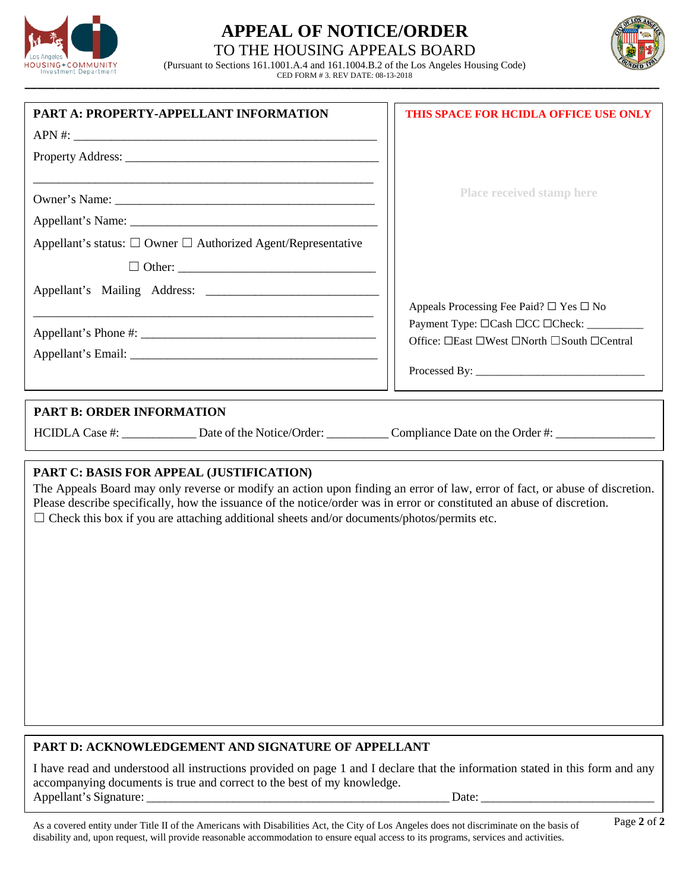# APPEAL OF NOTICE/ORDER

## TO THE HOUSING APPEALS BOARD

(Pursuant to Sections 161.1001.A.4 and 161.1004.B.2 of the Los Angeles Housing Code)
CED FORM # 3. REV DATE: 08-13-2018

---

**PART A: PROPERTY-APPELLANT INFORMATION**

APN #: ______________________________________________

Property Address: ______________________________________

_______________________________________________________

Owner's Name: _________________________________________

Appellant's Name: ______________________________________

Appellant's status: ☐ Owner ☐ Authorized Agent/Representative

☐ Other: ________________________________

Appellant's Mailing Address: ___________________________

_______________________________________________________

Appellant's Phone #: ____________________________________

Appellant's Email: ______________________________________

**THIS SPACE FOR HCIDLA OFFICE USE ONLY**

Place received stamp here

Appeals Processing Fee Paid? ☐ Yes ☐ No

Payment Type: ☐Cash ☐CC ☐Check: __________

Office: ☐East ☐West ☐North ☐South ☐Central

Processed By: _____________________________

**PART B: ORDER INFORMATION**

HCIDLA Case #: ____________ Date of the Notice/Order: __________ Compliance Date on the Order #: ________________

**PART C: BASIS FOR APPEAL (JUSTIFICATION)**

The Appeals Board may only reverse or modify an action upon finding an error of law, error of fact, or abuse of discretion. Please describe specifically, how the issuance of the notice/order was in error or constituted an abuse of discretion.

☐ Check this box if you are attaching additional sheets and/or documents/photos/permits etc.

**PART D: ACKNOWLEDGEMENT AND SIGNATURE OF APPELLANT**

I have read and understood all instructions provided on page 1 and I declare that the information stated in this form and any accompanying documents is true and correct to the best of my knowledge.

Appellant's Signature: __________________________________________________ Date: ____________________________

As a covered entity under Title II of the Americans with Disabilities Act, the City of Los Angeles does not discriminate on the basis of disability and, upon request, will provide reasonable accommodation to ensure equal access to its programs, services and activities.